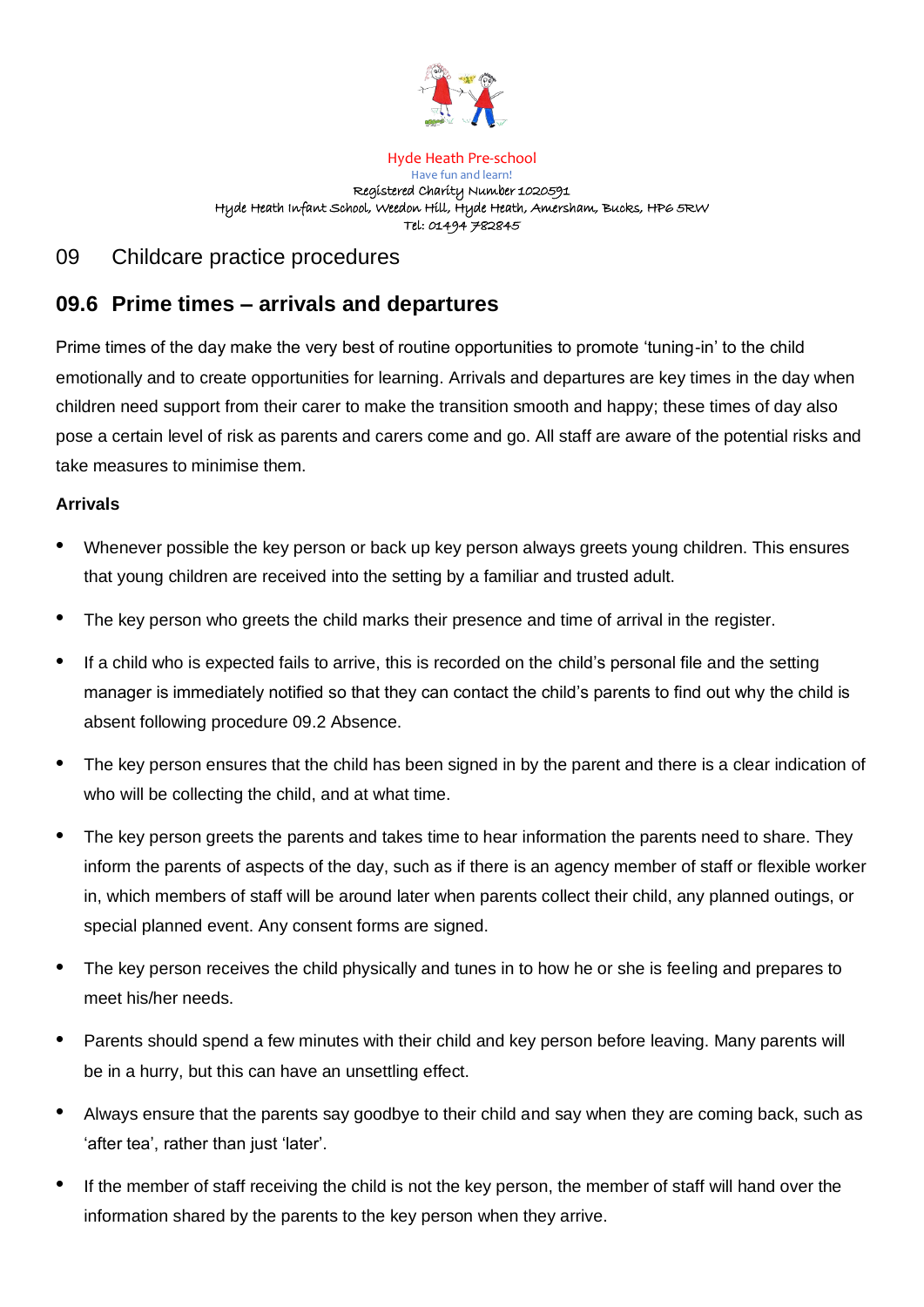Hyde Heath Pre-school

Have fun and learn!

Registered Charity Number 1020591

Hyde Heath Infant School, Weedon Hill, Hyde Heath, Amersham, Bucks, HP6 5RW

Tel: 01494 782845

# 09 Childcare practice procedures

## 09.6 Prime times – arrivals and departures

Prime times of the day make the very best of routine opportunities to promote 'tuning-in' to the child emotionally and to create opportunities for learning. Arrivals and departures are key times in the day when children need support from their carer to make the transition smooth and happy; these times of day also pose a certain level of risk as parents and carers come and go. All staff are aware of the potential risks and take measures to minimise them.

**Arrivals**

- Whenever possible the key person or back up key person always greets young children. This ensures that young children are received into the setting by a familiar and trusted adult.
- The key person who greets the child marks their presence and time of arrival in the register.
- If a child who is expected fails to arrive, this is recorded on the child's personal file and the setting manager is immediately notified so that they can contact the child's parents to find out why the child is absent following procedure 09.2 Absence.
- The key person ensures that the child has been signed in by the parent and there is a clear indication of who will be collecting the child, and at what time.
- The key person greets the parents and takes time to hear information the parents need to share. They inform the parents of aspects of the day, such as if there is an agency member of staff or flexible worker in, which members of staff will be around later when parents collect their child, any planned outings, or special planned event. Any consent forms are signed.
- The key person receives the child physically and tunes in to how he or she is feeling and prepares to meet his/her needs.
- Parents should spend a few minutes with their child and key person before leaving. Many parents will be in a hurry, but this can have an unsettling effect.
- Always ensure that the parents say goodbye to their child and say when they are coming back, such as 'after tea', rather than just 'later'.
- If the member of staff receiving the child is not the key person, the member of staff will hand over the information shared by the parents to the key person when they arrive.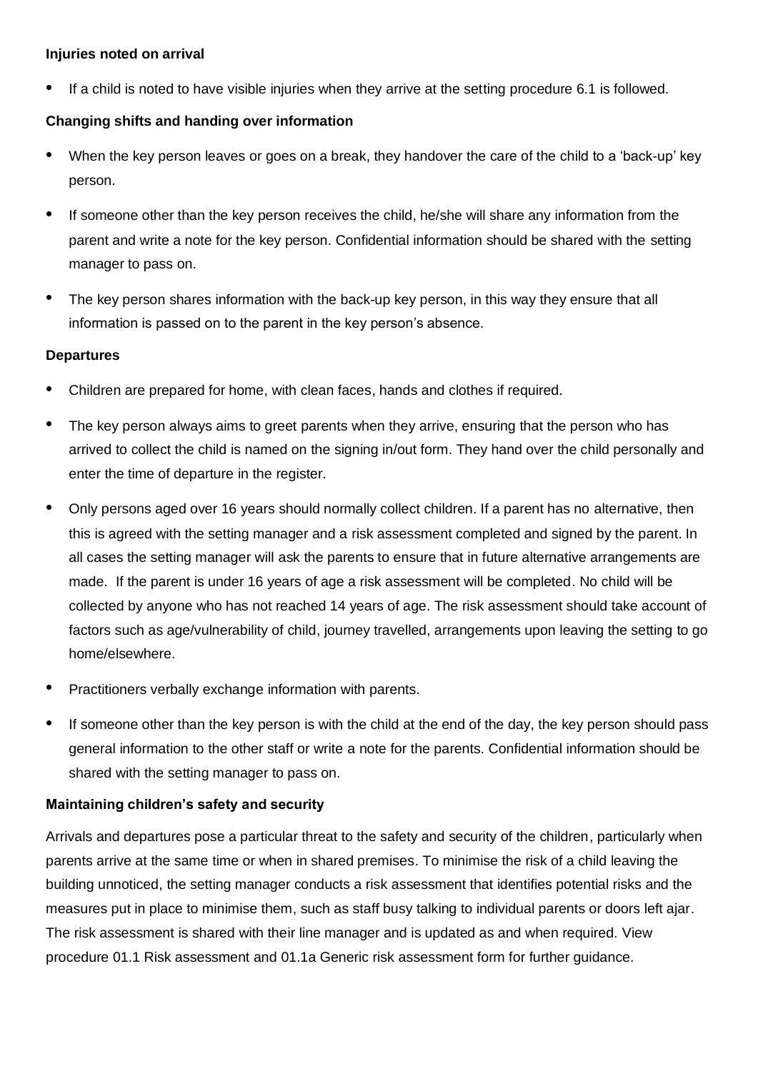**Injuries noted on arrival**

- If a child is noted to have visible injuries when they arrive at the setting procedure 6.1 is followed.

**Changing shifts and handing over information**

- When the key person leaves or goes on a break, they handover the care of the child to a 'back-up' key person.
- If someone other than the key person receives the child, he/she will share any information from the parent and write a note for the key person. Confidential information should be shared with the setting manager to pass on.
- The key person shares information with the back-up key person, in this way they ensure that all information is passed on to the parent in the key person's absence.

**Departures**

- Children are prepared for home, with clean faces, hands and clothes if required.
- The key person always aims to greet parents when they arrive, ensuring that the person who has arrived to collect the child is named on the signing in/out form. They hand over the child personally and enter the time of departure in the register.
- Only persons aged over 16 years should normally collect children. If a parent has no alternative, then this is agreed with the setting manager and a risk assessment completed and signed by the parent. In all cases the setting manager will ask the parents to ensure that in future alternative arrangements are made. If the parent is under 16 years of age a risk assessment will be completed. No child will be collected by anyone who has not reached 14 years of age. The risk assessment should take account of factors such as age/vulnerability of child, journey travelled, arrangements upon leaving the setting to go home/elsewhere.
- Practitioners verbally exchange information with parents.
- If someone other than the key person is with the child at the end of the day, the key person should pass general information to the other staff or write a note for the parents. Confidential information should be shared with the setting manager to pass on.

**Maintaining children's safety and security**

Arrivals and departures pose a particular threat to the safety and security of the children, particularly when parents arrive at the same time or when in shared premises. To minimise the risk of a child leaving the building unnoticed, the setting manager conducts a risk assessment that identifies potential risks and the measures put in place to minimise them, such as staff busy talking to individual parents or doors left ajar. The risk assessment is shared with their line manager and is updated as and when required. View procedure 01.1 Risk assessment and 01.1a Generic risk assessment form for further guidance.